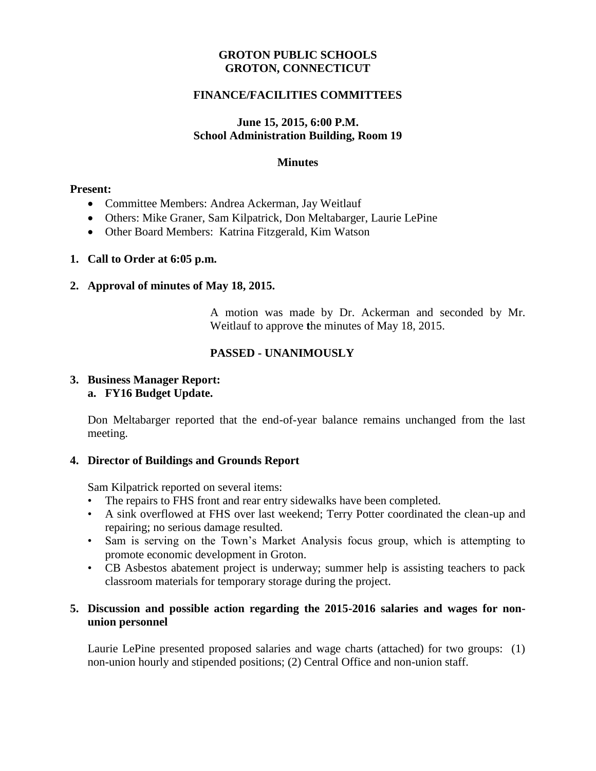**GROTON PUBLIC SCHOOLS**
**GROTON, CONNECTICUT**

**FINANCE/FACILITIES COMMITTEES**

**June 15, 2015, 6:00 P.M.**
**School Administration Building, Room 19**

**Minutes**

**Present:**

- Committee Members: Andrea Ackerman, Jay Weitlauf
- Others: Mike Graner, Sam Kilpatrick, Don Meltabarger, Laurie LePine
- Other Board Members: Katrina Fitzgerald, Kim Watson

**1. Call to Order at 6:05 p.m.**

**2. Approval of minutes of May 18, 2015.**

A motion was made by Dr. Ackerman and seconded by Mr. Weitlauf to approve the minutes of May 18, 2015.

**PASSED - UNANIMOUSLY**

**3. Business Manager Report:**
**a. FY16 Budget Update.**

Don Meltabarger reported that the end-of-year balance remains unchanged from the last meeting.

**4. Director of Buildings and Grounds Report**

Sam Kilpatrick reported on several items:

- The repairs to FHS front and rear entry sidewalks have been completed.
- A sink overflowed at FHS over last weekend; Terry Potter coordinated the clean-up and repairing; no serious damage resulted.
- Sam is serving on the Town's Market Analysis focus group, which is attempting to promote economic development in Groton.
- CB Asbestos abatement project is underway; summer help is assisting teachers to pack classroom materials for temporary storage during the project.

**5. Discussion and possible action regarding the 2015-2016 salaries and wages for non-union personnel**

Laurie LePine presented proposed salaries and wage charts (attached) for two groups: (1) non-union hourly and stipended positions; (2) Central Office and non-union staff.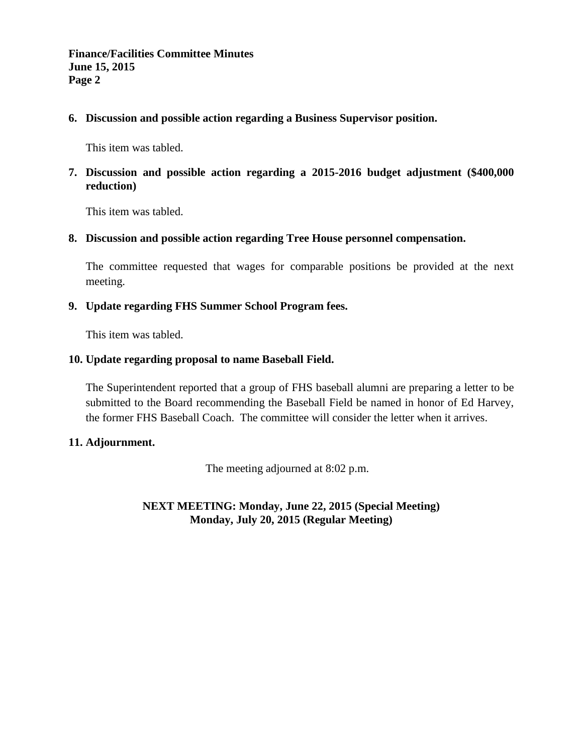**6. Discussion and possible action regarding a Business Supervisor position.**

This item was tabled.

**7. Discussion and possible action regarding a 2015-2016 budget adjustment ($400,000 reduction)**

This item was tabled.

**8. Discussion and possible action regarding Tree House personnel compensation.**

The committee requested that wages for comparable positions be provided at the next meeting.

**9. Update regarding FHS Summer School Program fees.**

This item was tabled.

**10. Update regarding proposal to name Baseball Field.**

The Superintendent reported that a group of FHS baseball alumni are preparing a letter to be submitted to the Board recommending the Baseball Field be named in honor of Ed Harvey, the former FHS Baseball Coach. The committee will consider the letter when it arrives.

**11. Adjournment.**

The meeting adjourned at 8:02 p.m.

**NEXT MEETING: Monday, June 22, 2015 (Special Meeting)**
**Monday, July 20, 2015 (Regular Meeting)**